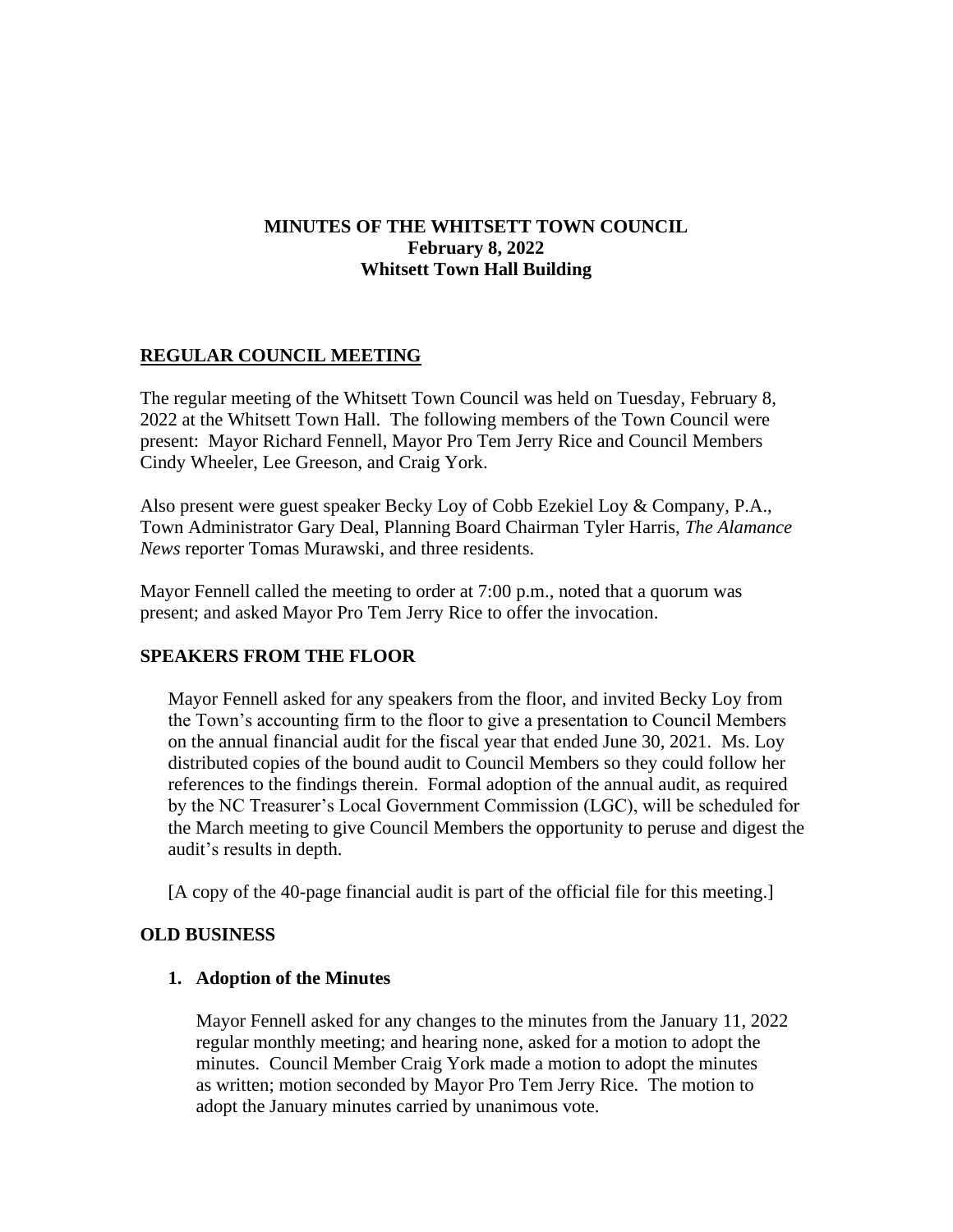# MINUTES OF THE WHITSETT TOWN COUNCIL
**February 8, 2022**
**Whitsett Town Hall Building**

## REGULAR COUNCIL MEETING

The regular meeting of the Whitsett Town Council was held on Tuesday, February 8, 2022 at the Whitsett Town Hall. The following members of the Town Council were present: Mayor Richard Fennell, Mayor Pro Tem Jerry Rice and Council Members Cindy Wheeler, Lee Greeson, and Craig York.

Also present were guest speaker Becky Loy of Cobb Ezekiel Loy & Company, P.A., Town Administrator Gary Deal, Planning Board Chairman Tyler Harris, *The Alamance News* reporter Tomas Murawski, and three residents.

Mayor Fennell called the meeting to order at 7:00 p.m., noted that a quorum was present; and asked Mayor Pro Tem Jerry Rice to offer the invocation.

## SPEAKERS FROM THE FLOOR

Mayor Fennell asked for any speakers from the floor, and invited Becky Loy from the Town's accounting firm to the floor to give a presentation to Council Members on the annual financial audit for the fiscal year that ended June 30, 2021. Ms. Loy distributed copies of the bound audit to Council Members so they could follow her references to the findings therein. Formal adoption of the annual audit, as required by the NC Treasurer's Local Government Commission (LGC), will be scheduled for the March meeting to give Council Members the opportunity to peruse and digest the audit's results in depth.

[A copy of the 40-page financial audit is part of the official file for this meeting.]

## OLD BUSINESS

### 1. Adoption of the Minutes

Mayor Fennell asked for any changes to the minutes from the January 11, 2022 regular monthly meeting; and hearing none, asked for a motion to adopt the minutes. Council Member Craig York made a motion to adopt the minutes as written; motion seconded by Mayor Pro Tem Jerry Rice. The motion to adopt the January minutes carried by unanimous vote.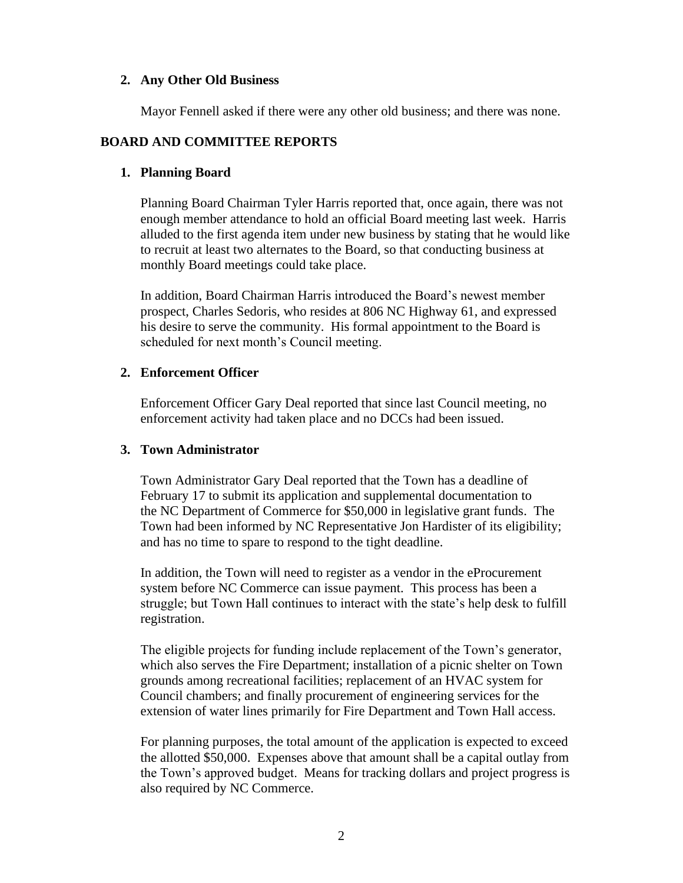**2. Any Other Old Business**

Mayor Fennell asked if there were any other old business; and there was none.

## BOARD AND COMMITTEE REPORTS

**1. Planning Board**

Planning Board Chairman Tyler Harris reported that, once again, there was not enough member attendance to hold an official Board meeting last week. Harris alluded to the first agenda item under new business by stating that he would like to recruit at least two alternates to the Board, so that conducting business at monthly Board meetings could take place.

In addition, Board Chairman Harris introduced the Board's newest member prospect, Charles Sedoris, who resides at 806 NC Highway 61, and expressed his desire to serve the community. His formal appointment to the Board is scheduled for next month's Council meeting.

**2. Enforcement Officer**

Enforcement Officer Gary Deal reported that since last Council meeting, no enforcement activity had taken place and no DCCs had been issued.

**3. Town Administrator**

Town Administrator Gary Deal reported that the Town has a deadline of February 17 to submit its application and supplemental documentation to the NC Department of Commerce for $50,000 in legislative grant funds. The Town had been informed by NC Representative Jon Hardister of its eligibility; and has no time to spare to respond to the tight deadline.

In addition, the Town will need to register as a vendor in the eProcurement system before NC Commerce can issue payment. This process has been a struggle; but Town Hall continues to interact with the state's help desk to fulfill registration.

The eligible projects for funding include replacement of the Town's generator, which also serves the Fire Department; installation of a picnic shelter on Town grounds among recreational facilities; replacement of an HVAC system for Council chambers; and finally procurement of engineering services for the extension of water lines primarily for Fire Department and Town Hall access.

For planning purposes, the total amount of the application is expected to exceed the allotted $50,000. Expenses above that amount shall be a capital outlay from the Town's approved budget. Means for tracking dollars and project progress is also required by NC Commerce.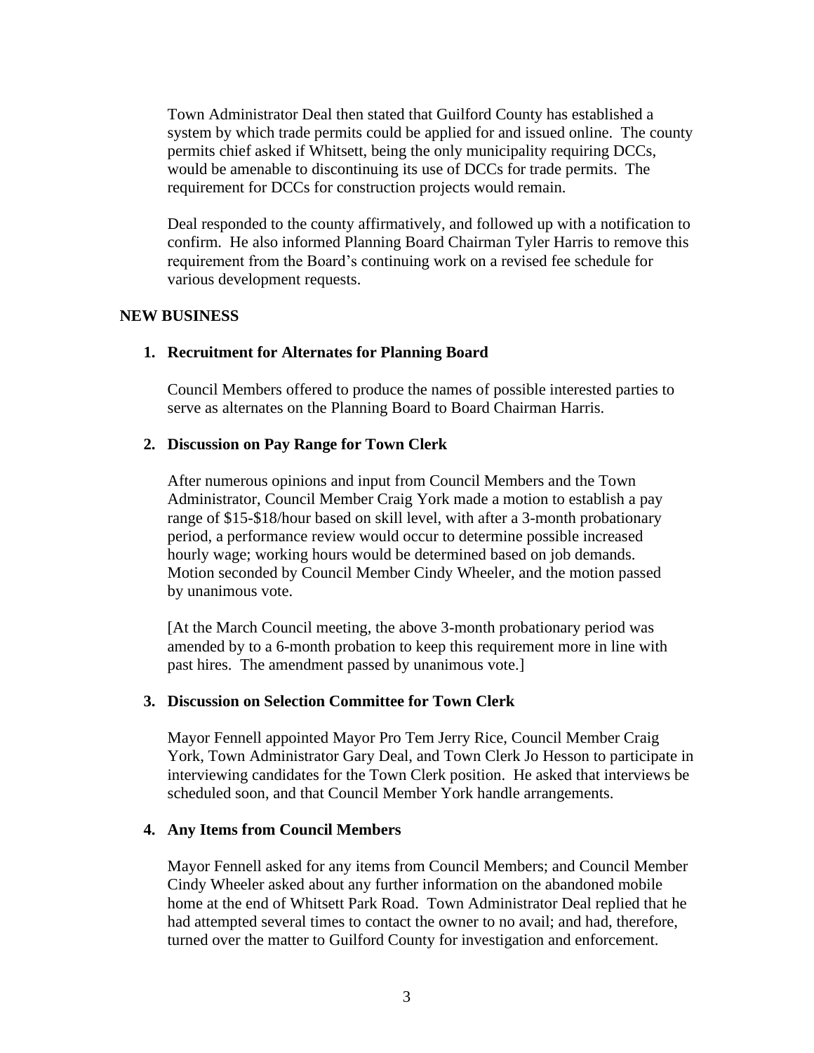Town Administrator Deal then stated that Guilford County has established a system by which trade permits could be applied for and issued online. The county permits chief asked if Whitsett, being the only municipality requiring DCCs, would be amenable to discontinuing its use of DCCs for trade permits. The requirement for DCCs for construction projects would remain.

Deal responded to the county affirmatively, and followed up with a notification to confirm. He also informed Planning Board Chairman Tyler Harris to remove this requirement from the Board's continuing work on a revised fee schedule for various development requests.

**NEW BUSINESS**

1. **Recruitment for Alternates for Planning Board**

   Council Members offered to produce the names of possible interested parties to serve as alternates on the Planning Board to Board Chairman Harris.

2. **Discussion on Pay Range for Town Clerk**

   After numerous opinions and input from Council Members and the Town Administrator, Council Member Craig York made a motion to establish a pay range of $15-$18/hour based on skill level, with after a 3-month probationary period, a performance review would occur to determine possible increased hourly wage; working hours would be determined based on job demands. Motion seconded by Council Member Cindy Wheeler, and the motion passed by unanimous vote.

   [At the March Council meeting, the above 3-month probationary period was amended by to a 6-month probation to keep this requirement more in line with past hires. The amendment passed by unanimous vote.]

3. **Discussion on Selection Committee for Town Clerk**

   Mayor Fennell appointed Mayor Pro Tem Jerry Rice, Council Member Craig York, Town Administrator Gary Deal, and Town Clerk Jo Hesson to participate in interviewing candidates for the Town Clerk position. He asked that interviews be scheduled soon, and that Council Member York handle arrangements.

4. **Any Items from Council Members**

   Mayor Fennell asked for any items from Council Members; and Council Member Cindy Wheeler asked about any further information on the abandoned mobile home at the end of Whitsett Park Road. Town Administrator Deal replied that he had attempted several times to contact the owner to no avail; and had, therefore, turned over the matter to Guilford County for investigation and enforcement.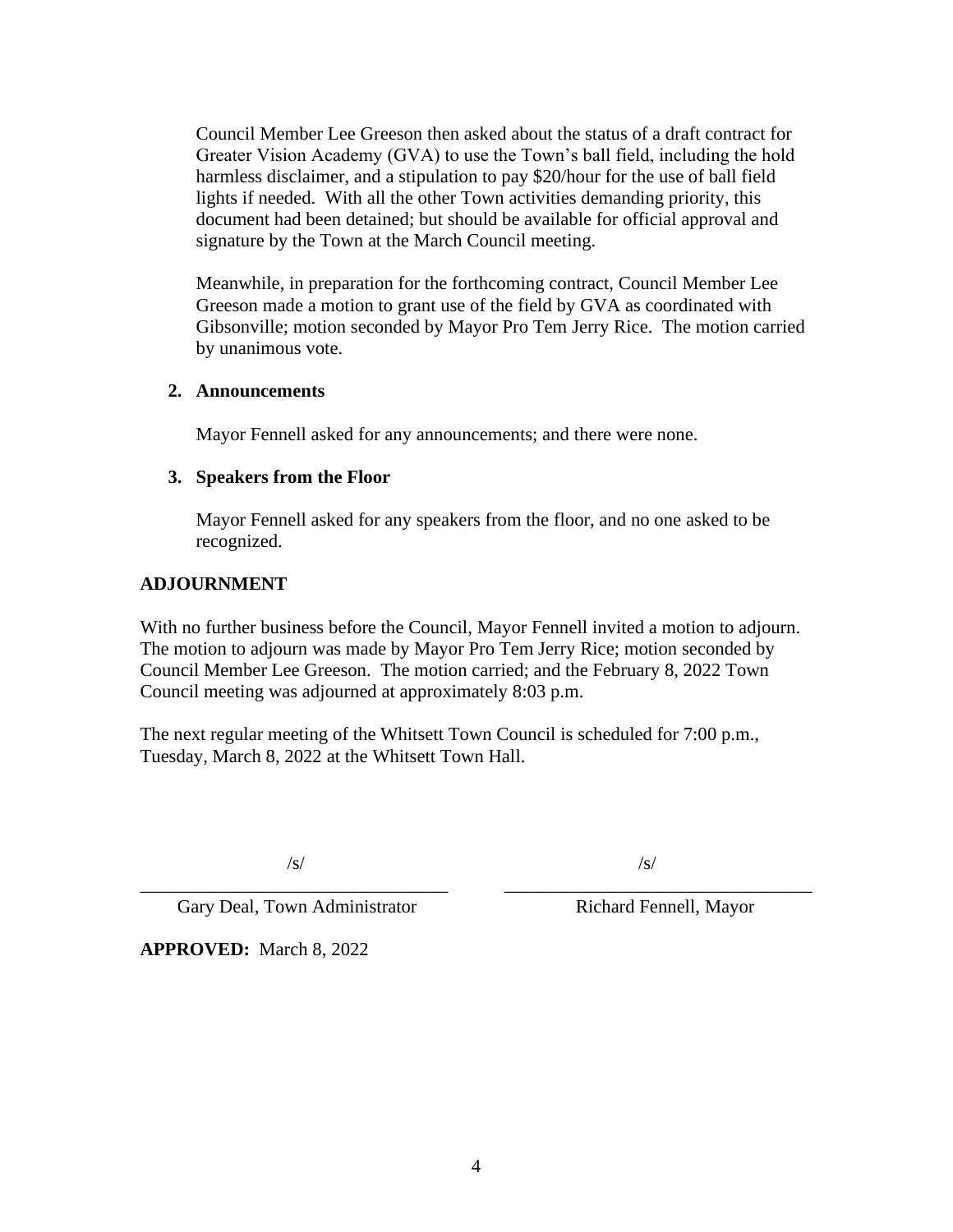Council Member Lee Greeson then asked about the status of a draft contract for Greater Vision Academy (GVA) to use the Town's ball field, including the hold harmless disclaimer, and a stipulation to pay $20/hour for the use of ball field lights if needed. With all the other Town activities demanding priority, this document had been detained; but should be available for official approval and signature by the Town at the March Council meeting.

Meanwhile, in preparation for the forthcoming contract, Council Member Lee Greeson made a motion to grant use of the field by GVA as coordinated with Gibsonville; motion seconded by Mayor Pro Tem Jerry Rice. The motion carried by unanimous vote.

**2. Announcements**

Mayor Fennell asked for any announcements; and there were none.

**3. Speakers from the Floor**

Mayor Fennell asked for any speakers from the floor, and no one asked to be recognized.

**ADJOURNMENT**

With no further business before the Council, Mayor Fennell invited a motion to adjourn. The motion to adjourn was made by Mayor Pro Tem Jerry Rice; motion seconded by Council Member Lee Greeson. The motion carried; and the February 8, 2022 Town Council meeting was adjourned at approximately 8:03 p.m.

The next regular meeting of the Whitsett Town Council is scheduled for 7:00 p.m., Tuesday, March 8, 2022 at the Whitsett Town Hall.

/s/
_________________________________
Gary Deal, Town Administrator

/s/
_________________________________
Richard Fennell, Mayor

**APPROVED:** March 8, 2022